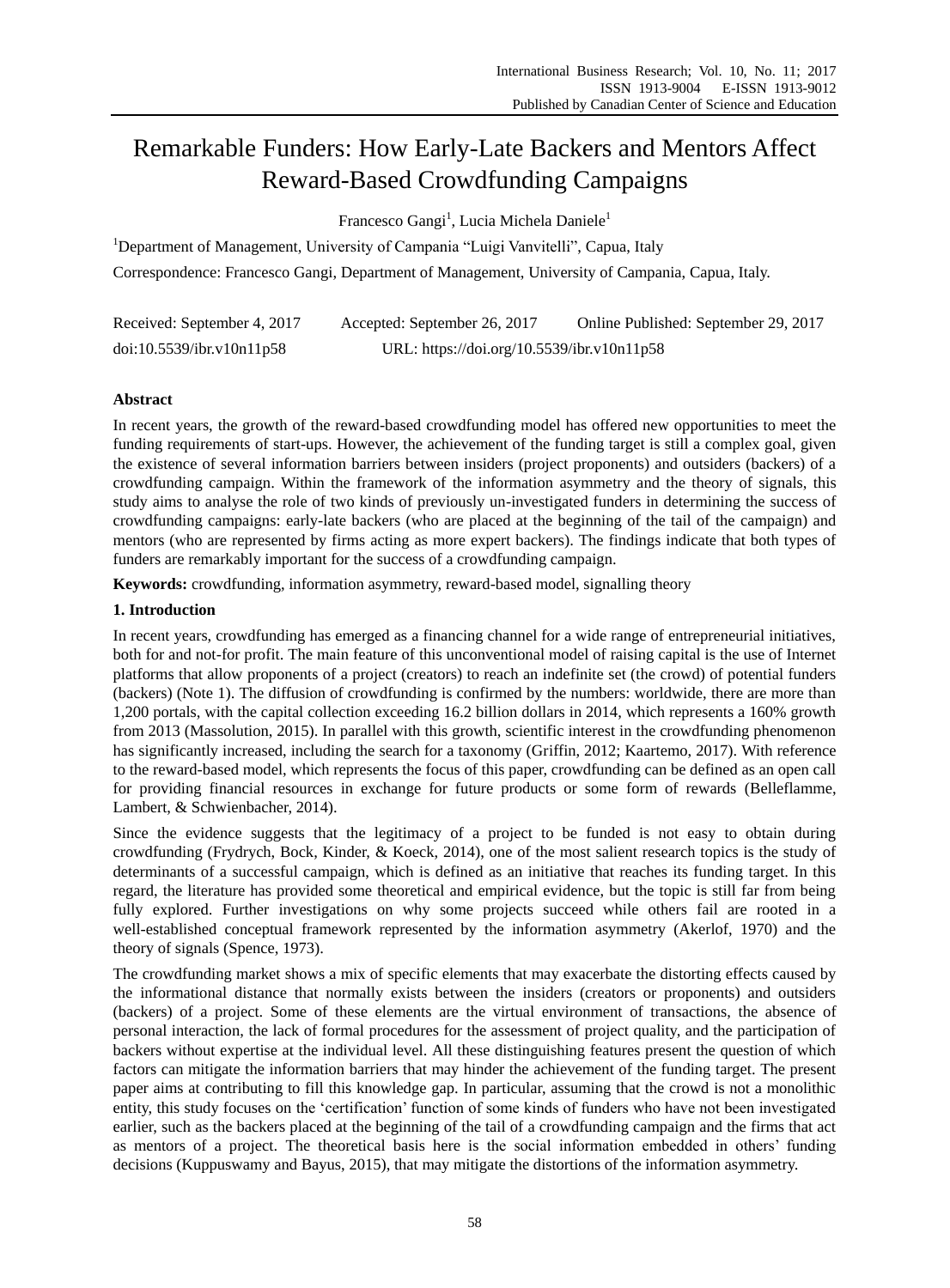# Remarkable Funders: How Early-Late Backers and Mentors Affect Reward-Based Crowdfunding Campaigns

Francesco Gangi[1], Lucia Michela Daniele[1]

[1]Department of Management, University of Campania "Luigi Vanvitelli", Capua, Italy

Correspondence: Francesco Gangi, Department of Management, University of Campania, Capua, Italy.

Received: September 4, 2017 Accepted: September 26, 2017 Online Published: September 29, 2017

doi:10.5539/ibr.v10n11p58 URL: https://doi.org/10.5539/ibr.v10n11p58

## Abstract

In recent years, the growth of the reward-based crowdfunding model has offered new opportunities to meet the funding requirements of start-ups. However, the achievement of the funding target is still a complex goal, given the existence of several information barriers between insiders (project proponents) and outsiders (backers) of a crowdfunding campaign. Within the framework of the information asymmetry and the theory of signals, this study aims to analyse the role of two kinds of previously un-investigated funders in determining the success of crowdfunding campaigns: early-late backers (who are placed at the beginning of the tail of the campaign) and mentors (who are represented by firms acting as more expert backers). The findings indicate that both types of funders are remarkably important for the success of a crowdfunding campaign.

**Keywords:** crowdfunding, information asymmetry, reward-based model, signalling theory

## 1. Introduction

In recent years, crowdfunding has emerged as a financing channel for a wide range of entrepreneurial initiatives, both for and not-for profit. The main feature of this unconventional model of raising capital is the use of Internet platforms that allow proponents of a project (creators) to reach an indefinite set (the crowd) of potential funders (backers) (Note 1). The diffusion of crowdfunding is confirmed by the numbers: worldwide, there are more than 1,200 portals, with the capital collection exceeding 16.2 billion dollars in 2014, which represents a 160% growth from 2013 (Massolution, 2015). In parallel with this growth, scientific interest in the crowdfunding phenomenon has significantly increased, including the search for a taxonomy (Griffin, 2012; Kaartemo, 2017). With reference to the reward-based model, which represents the focus of this paper, crowdfunding can be defined as an open call for providing financial resources in exchange for future products or some form of rewards (Belleflamme, Lambert, & Schwienbacher, 2014).

Since the evidence suggests that the legitimacy of a project to be funded is not easy to obtain during crowdfunding (Frydrych, Bock, Kinder, & Koeck, 2014), one of the most salient research topics is the study of determinants of a successful campaign, which is defined as an initiative that reaches its funding target. In this regard, the literature has provided some theoretical and empirical evidence, but the topic is still far from being fully explored. Further investigations on why some projects succeed while others fail are rooted in a well-established conceptual framework represented by the information asymmetry (Akerlof, 1970) and the theory of signals (Spence, 1973).

The crowdfunding market shows a mix of specific elements that may exacerbate the distorting effects caused by the informational distance that normally exists between the insiders (creators or proponents) and outsiders (backers) of a project. Some of these elements are the virtual environment of transactions, the absence of personal interaction, the lack of formal procedures for the assessment of project quality, and the participation of backers without expertise at the individual level. All these distinguishing features present the question of which factors can mitigate the information barriers that may hinder the achievement of the funding target. The present paper aims at contributing to fill this knowledge gap. In particular, assuming that the crowd is not a monolithic entity, this study focuses on the 'certification' function of some kinds of funders who have not been investigated earlier, such as the backers placed at the beginning of the tail of a crowdfunding campaign and the firms that act as mentors of a project. The theoretical basis here is the social information embedded in others' funding decisions (Kuppuswamy and Bayus, 2015), that may mitigate the distortions of the information asymmetry.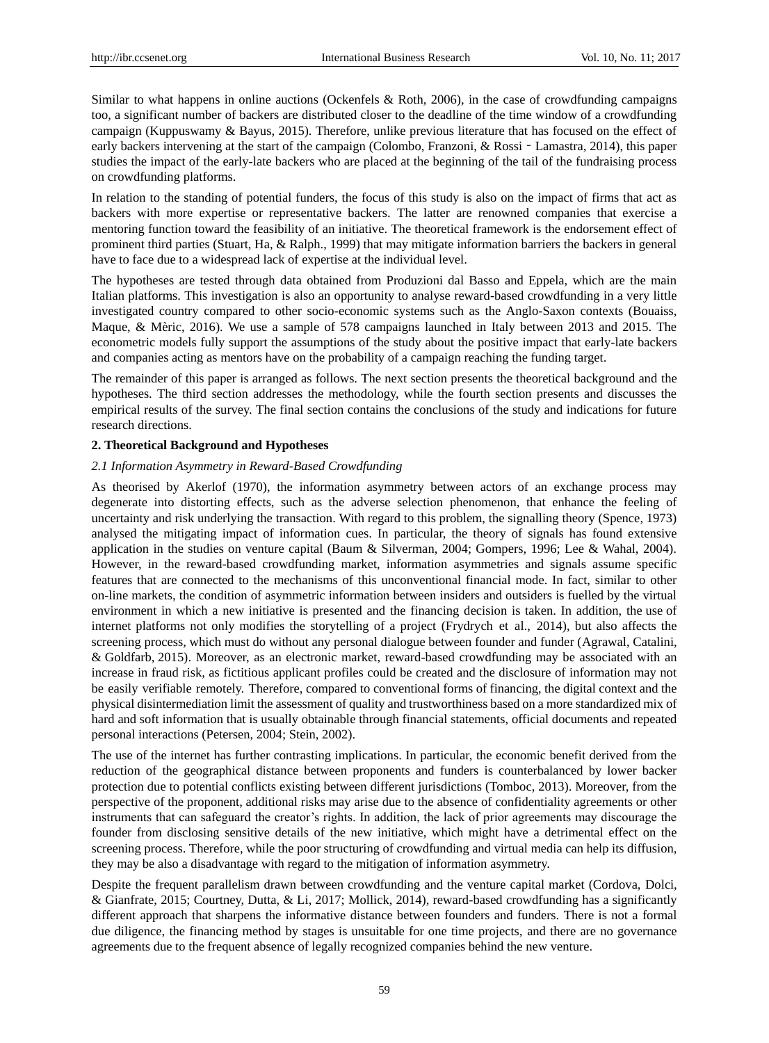Similar to what happens in online auctions (Ockenfels & Roth, 2006), in the case of crowdfunding campaigns too, a significant number of backers are distributed closer to the deadline of the time window of a crowdfunding campaign (Kuppuswamy & Bayus, 2015). Therefore, unlike previous literature that has focused on the effect of early backers intervening at the start of the campaign (Colombo, Franzoni, & Rossi‐Lamastra, 2014), this paper studies the impact of the early-late backers who are placed at the beginning of the tail of the fundraising process on crowdfunding platforms.

In relation to the standing of potential funders, the focus of this study is also on the impact of firms that act as backers with more expertise or representative backers. The latter are renowned companies that exercise a mentoring function toward the feasibility of an initiative. The theoretical framework is the endorsement effect of prominent third parties (Stuart, Ha, & Ralph., 1999) that may mitigate information barriers the backers in general have to face due to a widespread lack of expertise at the individual level.

The hypotheses are tested through data obtained from Produzioni dal Basso and Eppela, which are the main Italian platforms. This investigation is also an opportunity to analyse reward-based crowdfunding in a very little investigated country compared to other socio-economic systems such as the Anglo-Saxon contexts (Bouaiss, Maque, & Mèric, 2016). We use a sample of 578 campaigns launched in Italy between 2013 and 2015. The econometric models fully support the assumptions of the study about the positive impact that early-late backers and companies acting as mentors have on the probability of a campaign reaching the funding target.

The remainder of this paper is arranged as follows. The next section presents the theoretical background and the hypotheses. The third section addresses the methodology, while the fourth section presents and discusses the empirical results of the survey. The final section contains the conclusions of the study and indications for future research directions.

## 2. Theoretical Background and Hypotheses

### *2.1 Information Asymmetry in Reward-Based Crowdfunding*

As theorised by Akerlof (1970), the information asymmetry between actors of an exchange process may degenerate into distorting effects, such as the adverse selection phenomenon, that enhance the feeling of uncertainty and risk underlying the transaction. With regard to this problem, the signalling theory (Spence, 1973) analysed the mitigating impact of information cues. In particular, the theory of signals has found extensive application in the studies on venture capital (Baum & Silverman, 2004; Gompers, 1996; Lee & Wahal, 2004). However, in the reward-based crowdfunding market, information asymmetries and signals assume specific features that are connected to the mechanisms of this unconventional financial mode. In fact, similar to other on-line markets, the condition of asymmetric information between insiders and outsiders is fuelled by the virtual environment in which a new initiative is presented and the financing decision is taken. In addition, the use of internet platforms not only modifies the storytelling of a project (Frydrych et al., 2014), but also affects the screening process, which must do without any personal dialogue between founder and funder (Agrawal, Catalini, & Goldfarb, 2015). Moreover, as an electronic market, reward-based crowdfunding may be associated with an increase in fraud risk, as fictitious applicant profiles could be created and the disclosure of information may not be easily verifiable remotely. Therefore, compared to conventional forms of financing, the digital context and the physical disintermediation limit the assessment of quality and trustworthiness based on a more standardized mix of hard and soft information that is usually obtainable through financial statements, official documents and repeated personal interactions (Petersen, 2004; Stein, 2002).

The use of the internet has further contrasting implications. In particular, the economic benefit derived from the reduction of the geographical distance between proponents and funders is counterbalanced by lower backer protection due to potential conflicts existing between different jurisdictions (Tomboc, 2013). Moreover, from the perspective of the proponent, additional risks may arise due to the absence of confidentiality agreements or other instruments that can safeguard the creator's rights. In addition, the lack of prior agreements may discourage the founder from disclosing sensitive details of the new initiative, which might have a detrimental effect on the screening process. Therefore, while the poor structuring of crowdfunding and virtual media can help its diffusion, they may be also a disadvantage with regard to the mitigation of information asymmetry.

Despite the frequent parallelism drawn between crowdfunding and the venture capital market (Cordova, Dolci, & Gianfrate, 2015; Courtney, Dutta, & Li, 2017; Mollick, 2014), reward-based crowdfunding has a significantly different approach that sharpens the informative distance between founders and funders. There is not a formal due diligence, the financing method by stages is unsuitable for one time projects, and there are no governance agreements due to the frequent absence of legally recognized companies behind the new venture.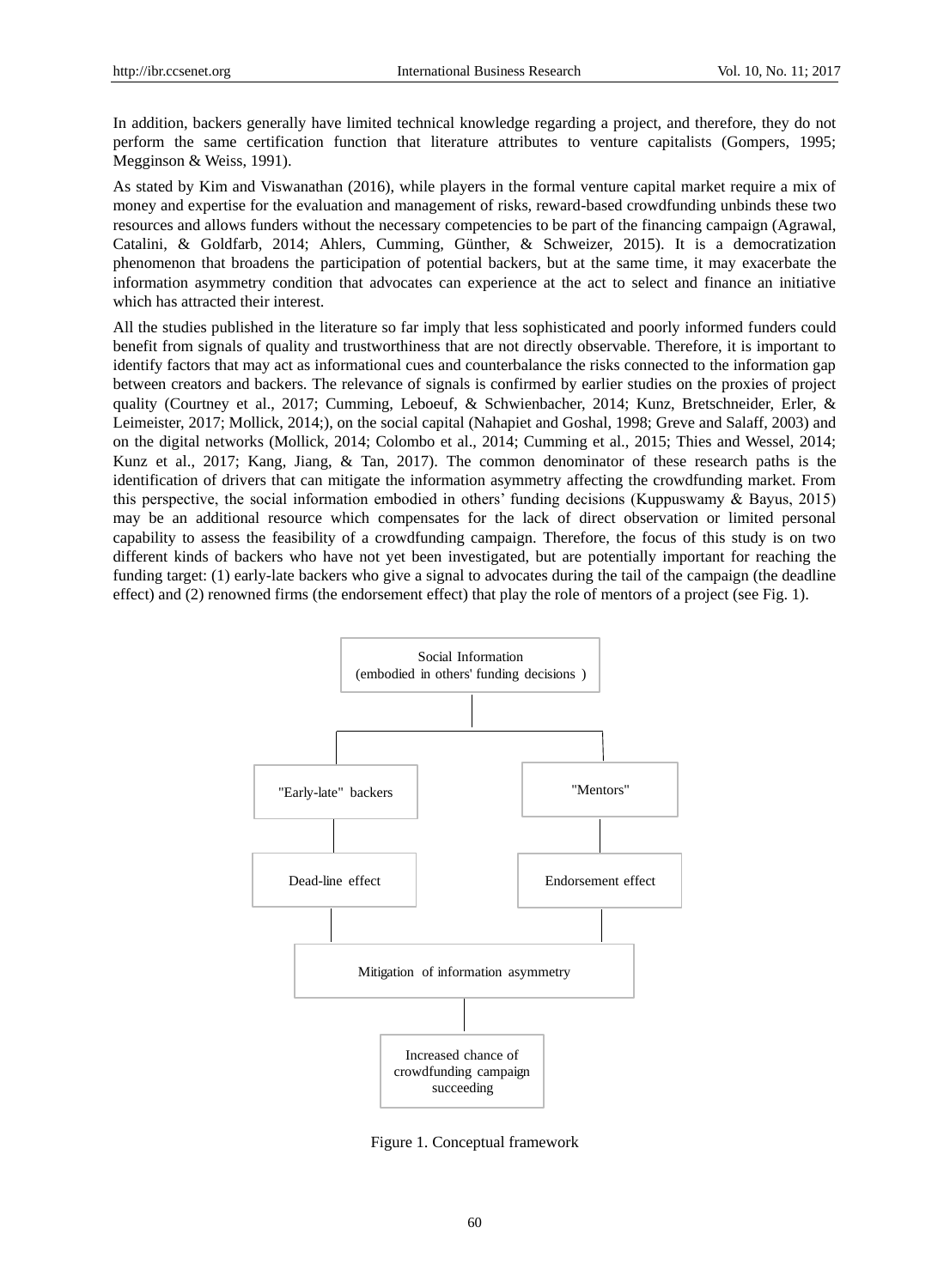In addition, backers generally have limited technical knowledge regarding a project, and therefore, they do not perform the same certification function that literature attributes to venture capitalists (Gompers, 1995; Megginson & Weiss, 1991).

As stated by Kim and Viswanathan (2016), while players in the formal venture capital market require a mix of money and expertise for the evaluation and management of risks, reward-based crowdfunding unbinds these two resources and allows funders without the necessary competencies to be part of the financing campaign (Agrawal, Catalini, & Goldfarb, 2014; Ahlers, Cumming, Günther, & Schweizer, 2015). It is a democratization phenomenon that broadens the participation of potential backers, but at the same time, it may exacerbate the information asymmetry condition that advocates can experience at the act to select and finance an initiative which has attracted their interest.

All the studies published in the literature so far imply that less sophisticated and poorly informed funders could benefit from signals of quality and trustworthiness that are not directly observable. Therefore, it is important to identify factors that may act as informational cues and counterbalance the risks connected to the information gap between creators and backers. The relevance of signals is confirmed by earlier studies on the proxies of project quality (Courtney et al., 2017; Cumming, Leboeuf, & Schwienbacher, 2014; Kunz, Bretschneider, Erler, & Leimeister, 2017; Mollick, 2014;), on the social capital (Nahapiet and Goshal, 1998; Greve and Salaff, 2003) and on the digital networks (Mollick, 2014; Colombo et al., 2014; Cumming et al., 2015; Thies and Wessel, 2014; Kunz et al., 2017; Kang, Jiang, & Tan, 2017). The common denominator of these research paths is the identification of drivers that can mitigate the information asymmetry affecting the crowdfunding market. From this perspective, the social information embodied in others' funding decisions (Kuppuswamy & Bayus, 2015) may be an additional resource which compensates for the lack of direct observation or limited personal capability to assess the feasibility of a crowdfunding campaign. Therefore, the focus of this study is on two different kinds of backers who have not yet been investigated, but are potentially important for reaching the funding target: (1) early-late backers who give a signal to advocates during the tail of the campaign (the deadline effect) and (2) renowned firms (the endorsement effect) that play the role of mentors of a project (see Fig. 1).

```
                Social Information
      (embodied in others' funding decisions)
                        |
          +-------------+-------------+
          |                           |
  "Early-late" backers            "Mentors"
          |                           |
   Dead-line effect          Endorsement effect
          |                           |
          +-------------+-------------+
                        |
      Mitigation of information asymmetry
                        |
   Increased chance of crowdfunding campaign
                   succeeding
```

Figure 1. Conceptual framework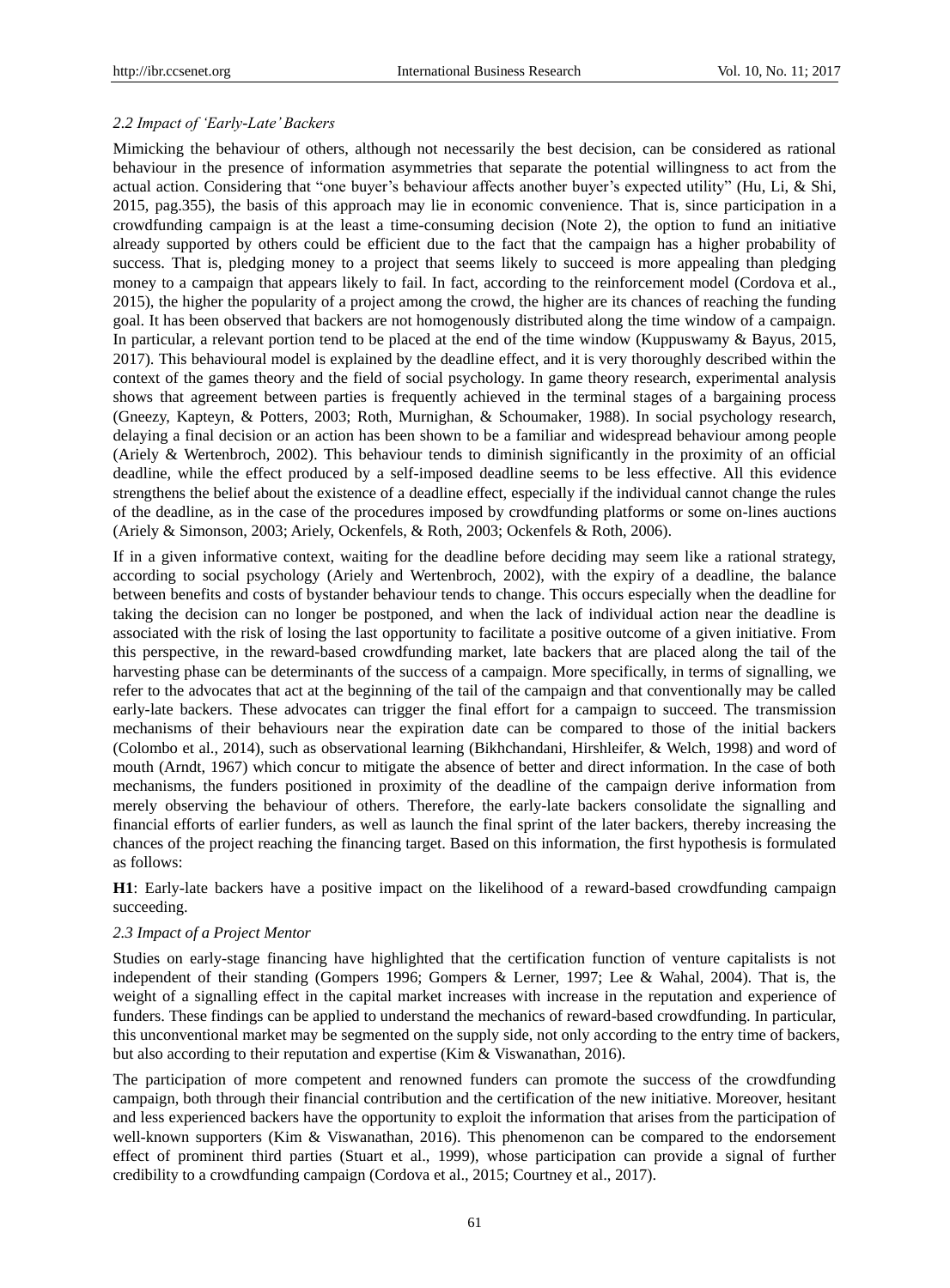### *2.2 Impact of 'Early-Late' Backers*

Mimicking the behaviour of others, although not necessarily the best decision, can be considered as rational behaviour in the presence of information asymmetries that separate the potential willingness to act from the actual action. Considering that "one buyer's behaviour affects another buyer's expected utility" (Hu, Li, & Shi, 2015, pag.355), the basis of this approach may lie in economic convenience. That is, since participation in a crowdfunding campaign is at the least a time-consuming decision (Note 2), the option to fund an initiative already supported by others could be efficient due to the fact that the campaign has a higher probability of success. That is, pledging money to a project that seems likely to succeed is more appealing than pledging money to a campaign that appears likely to fail. In fact, according to the reinforcement model (Cordova et al., 2015), the higher the popularity of a project among the crowd, the higher are its chances of reaching the funding goal. It has been observed that backers are not homogenously distributed along the time window of a campaign. In particular, a relevant portion tend to be placed at the end of the time window (Kuppuswamy & Bayus, 2015, 2017). This behavioural model is explained by the deadline effect, and it is very thoroughly described within the context of the games theory and the field of social psychology. In game theory research, experimental analysis shows that agreement between parties is frequently achieved in the terminal stages of a bargaining process (Gneezy, Kapteyn, & Potters, 2003; Roth, Murnighan, & Schoumaker, 1988). In social psychology research, delaying a final decision or an action has been shown to be a familiar and widespread behaviour among people (Ariely & Wertenbroch, 2002). This behaviour tends to diminish significantly in the proximity of an official deadline, while the effect produced by a self-imposed deadline seems to be less effective. All this evidence strengthens the belief about the existence of a deadline effect, especially if the individual cannot change the rules of the deadline, as in the case of the procedures imposed by crowdfunding platforms or some on-lines auctions (Ariely & Simonson, 2003; Ariely, Ockenfels, & Roth, 2003; Ockenfels & Roth, 2006).

If in a given informative context, waiting for the deadline before deciding may seem like a rational strategy, according to social psychology (Ariely and Wertenbroch, 2002), with the expiry of a deadline, the balance between benefits and costs of bystander behaviour tends to change. This occurs especially when the deadline for taking the decision can no longer be postponed, and when the lack of individual action near the deadline is associated with the risk of losing the last opportunity to facilitate a positive outcome of a given initiative. From this perspective, in the reward-based crowdfunding market, late backers that are placed along the tail of the harvesting phase can be determinants of the success of a campaign. More specifically, in terms of signalling, we refer to the advocates that act at the beginning of the tail of the campaign and that conventionally may be called early-late backers. These advocates can trigger the final effort for a campaign to succeed. The transmission mechanisms of their behaviours near the expiration date can be compared to those of the initial backers (Colombo et al., 2014), such as observational learning (Bikhchandani, Hirshleifer, & Welch, 1998) and word of mouth (Arndt, 1967) which concur to mitigate the absence of better and direct information. In the case of both mechanisms, the funders positioned in proximity of the deadline of the campaign derive information from merely observing the behaviour of others. Therefore, the early-late backers consolidate the signalling and financial efforts of earlier funders, as well as launch the final sprint of the later backers, thereby increasing the chances of the project reaching the financing target. Based on this information, the first hypothesis is formulated as follows:

**H1**: Early-late backers have a positive impact on the likelihood of a reward-based crowdfunding campaign succeeding.

### *2.3 Impact of a Project Mentor*

Studies on early-stage financing have highlighted that the certification function of venture capitalists is not independent of their standing (Gompers 1996; Gompers & Lerner, 1997; Lee & Wahal, 2004). That is, the weight of a signalling effect in the capital market increases with increase in the reputation and experience of funders. These findings can be applied to understand the mechanics of reward-based crowdfunding. In particular, this unconventional market may be segmented on the supply side, not only according to the entry time of backers, but also according to their reputation and expertise (Kim & Viswanathan, 2016).

The participation of more competent and renowned funders can promote the success of the crowdfunding campaign, both through their financial contribution and the certification of the new initiative. Moreover, hesitant and less experienced backers have the opportunity to exploit the information that arises from the participation of well-known supporters (Kim & Viswanathan, 2016). This phenomenon can be compared to the endorsement effect of prominent third parties (Stuart et al., 1999), whose participation can provide a signal of further credibility to a crowdfunding campaign (Cordova et al., 2015; Courtney et al., 2017).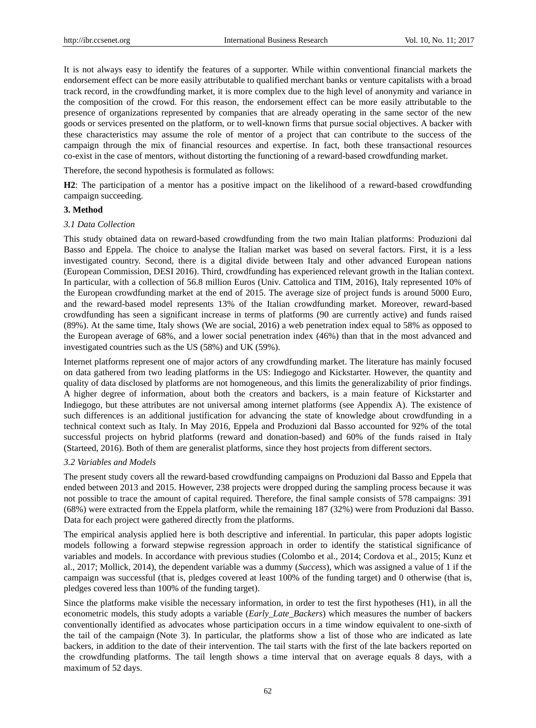It is not always easy to identify the features of a supporter. While within conventional financial markets the endorsement effect can be more easily attributable to qualified merchant banks or venture capitalists with a broad track record, in the crowdfunding market, it is more complex due to the high level of anonymity and variance in the composition of the crowd. For this reason, the endorsement effect can be more easily attributable to the presence of organizations represented by companies that are already operating in the same sector of the new goods or services presented on the platform, or to well-known firms that pursue social objectives. A backer with these characteristics may assume the role of mentor of a project that can contribute to the success of the campaign through the mix of financial resources and expertise. In fact, both these transactional resources co-exist in the case of mentors, without distorting the functioning of a reward-based crowdfunding market.

Therefore, the second hypothesis is formulated as follows:

**H2**: The participation of a mentor has a positive impact on the likelihood of a reward-based crowdfunding campaign succeeding.

## 3. Method

### *3.1 Data Collection*

This study obtained data on reward-based crowdfunding from the two main Italian platforms: Produzioni dal Basso and Eppela. The choice to analyse the Italian market was based on several factors. First, it is a less investigated country. Second, there is a digital divide between Italy and other advanced European nations (European Commission, DESI 2016). Third, crowdfunding has experienced relevant growth in the Italian context. In particular, with a collection of 56.8 million Euros (Univ. Cattolica and TIM, 2016), Italy represented 10% of the European crowdfunding market at the end of 2015. The average size of project funds is around 5000 Euro, and the reward-based model represents 13% of the Italian crowdfunding market. Moreover, reward-based crowdfunding has seen a significant increase in terms of platforms (90 are currently active) and funds raised (89%). At the same time, Italy shows (We are social, 2016) a web penetration index equal to 58% as opposed to the European average of 68%, and a lower social penetration index (46%) than that in the most advanced and investigated countries such as the US (58%) and UK (59%).

Internet platforms represent one of major actors of any crowdfunding market. The literature has mainly focused on data gathered from two leading platforms in the US: Indiegogo and Kickstarter. However, the quantity and quality of data disclosed by platforms are not homogeneous, and this limits the generalizability of prior findings. A higher degree of information, about both the creators and backers, is a main feature of Kickstarter and Indiegogo, but these attributes are not universal among internet platforms (see Appendix A). The existence of such differences is an additional justification for advancing the state of knowledge about crowdfunding in a technical context such as Italy. In May 2016, Eppela and Produzioni dal Basso accounted for 92% of the total successful projects on hybrid platforms (reward and donation-based) and 60% of the funds raised in Italy (Starteed, 2016). Both of them are generalist platforms, since they host projects from different sectors.

### *3.2 Variables and Models*

The present study covers all the reward-based crowdfunding campaigns on Produzioni dal Basso and Eppela that ended between 2013 and 2015. However, 238 projects were dropped during the sampling process because it was not possible to trace the amount of capital required. Therefore, the final sample consists of 578 campaigns: 391 (68%) were extracted from the Eppela platform, while the remaining 187 (32%) were from Produzioni dal Basso. Data for each project were gathered directly from the platforms.

The empirical analysis applied here is both descriptive and inferential. In particular, this paper adopts logistic models following a forward stepwise regression approach in order to identify the statistical significance of variables and models. In accordance with previous studies (Colombo et al., 2014; Cordova et al., 2015; Kunz et al., 2017; Mollick, 2014), the dependent variable was a dummy (*Success*), which was assigned a value of 1 if the campaign was successful (that is, pledges covered at least 100% of the funding target) and 0 otherwise (that is, pledges covered less than 100% of the funding target).

Since the platforms make visible the necessary information, in order to test the first hypotheses (H1), in all the econometric models, this study adopts a variable (*Early_Late_Backers*) which measures the number of backers conventionally identified as advocates whose participation occurs in a time window equivalent to one-sixth of the tail of the campaign (Note 3). In particular, the platforms show a list of those who are indicated as late backers, in addition to the date of their intervention. The tail starts with the first of the late backers reported on the crowdfunding platforms. The tail length shows a time interval that on average equals 8 days, with a maximum of 52 days.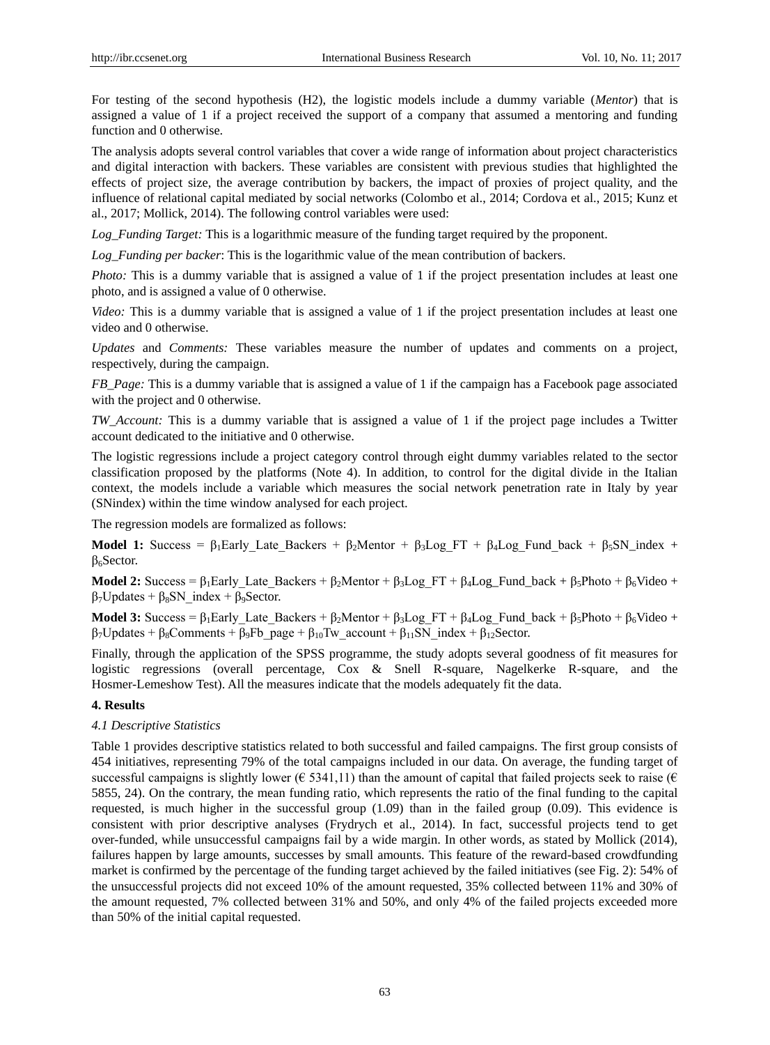For testing of the second hypothesis (H2), the logistic models include a dummy variable (*Mentor*) that is assigned a value of 1 if a project received the support of a company that assumed a mentoring and funding function and 0 otherwise.

The analysis adopts several control variables that cover a wide range of information about project characteristics and digital interaction with backers. These variables are consistent with previous studies that highlighted the effects of project size, the average contribution by backers, the impact of proxies of project quality, and the influence of relational capital mediated by social networks (Colombo et al., 2014; Cordova et al., 2015; Kunz et al., 2017; Mollick, 2014). The following control variables were used:

*Log_Funding Target:* This is a logarithmic measure of the funding target required by the proponent.

*Log_Funding per backer*: This is the logarithmic value of the mean contribution of backers.

*Photo:* This is a dummy variable that is assigned a value of 1 if the project presentation includes at least one photo, and is assigned a value of 0 otherwise.

*Video:* This is a dummy variable that is assigned a value of 1 if the project presentation includes at least one video and 0 otherwise.

*Updates* and *Comments:* These variables measure the number of updates and comments on a project, respectively, during the campaign.

*FB_Page:* This is a dummy variable that is assigned a value of 1 if the campaign has a Facebook page associated with the project and 0 otherwise.

*TW_Account:* This is a dummy variable that is assigned a value of 1 if the project page includes a Twitter account dedicated to the initiative and 0 otherwise.

The logistic regressions include a project category control through eight dummy variables related to the sector classification proposed by the platforms (Note 4). In addition, to control for the digital divide in the Italian context, the models include a variable which measures the social network penetration rate in Italy by year (SNindex) within the time window analysed for each project.

The regression models are formalized as follows:

**Model 1:** Success = $\beta_1$Early_Late_Backers + $\beta_2$Mentor + $\beta_3$Log_FT + $\beta_4$Log_Fund_back + $\beta_5$SN_index + $\beta_6$Sector.

**Model 2:** Success = $\beta_1$Early_Late_Backers + $\beta_2$Mentor + $\beta_3$Log_FT + $\beta_4$Log_Fund_back + $\beta_5$Photo + $\beta_6$Video + $\beta_7$Updates + $\beta_8$SN_index + $\beta_9$Sector.

**Model 3:** Success = $\beta_1$Early_Late_Backers + $\beta_2$Mentor + $\beta_3$Log_FT + $\beta_4$Log_Fund_back + $\beta_5$Photo + $\beta_6$Video + $\beta_7$Updates + $\beta_8$Comments + $\beta_9$Fb_page + $\beta_{10}$Tw_account + $\beta_{11}$SN_index + $\beta_{12}$Sector.

Finally, through the application of the SPSS programme, the study adopts several goodness of fit measures for logistic regressions (overall percentage, Cox & Snell R-square, Nagelkerke R-square, and the Hosmer-Lemeshow Test). All the measures indicate that the models adequately fit the data.

## 4. Results

### *4.1 Descriptive Statistics*

Table 1 provides descriptive statistics related to both successful and failed campaigns. The first group consists of 454 initiatives, representing 79% of the total campaigns included in our data. On average, the funding target of successful campaigns is slightly lower (€ 5341,11) than the amount of capital that failed projects seek to raise (€ 5855, 24). On the contrary, the mean funding ratio, which represents the ratio of the final funding to the capital requested, is much higher in the successful group (1.09) than in the failed group (0.09). This evidence is consistent with prior descriptive analyses (Frydrych et al., 2014). In fact, successful projects tend to get over-funded, while unsuccessful campaigns fail by a wide margin. In other words, as stated by Mollick (2014), failures happen by large amounts, successes by small amounts. This feature of the reward-based crowdfunding market is confirmed by the percentage of the funding target achieved by the failed initiatives (see Fig. 2): 54% of the unsuccessful projects did not exceed 10% of the amount requested, 35% collected between 11% and 30% of the amount requested, 7% collected between 31% and 50%, and only 4% of the failed projects exceeded more than 50% of the initial capital requested.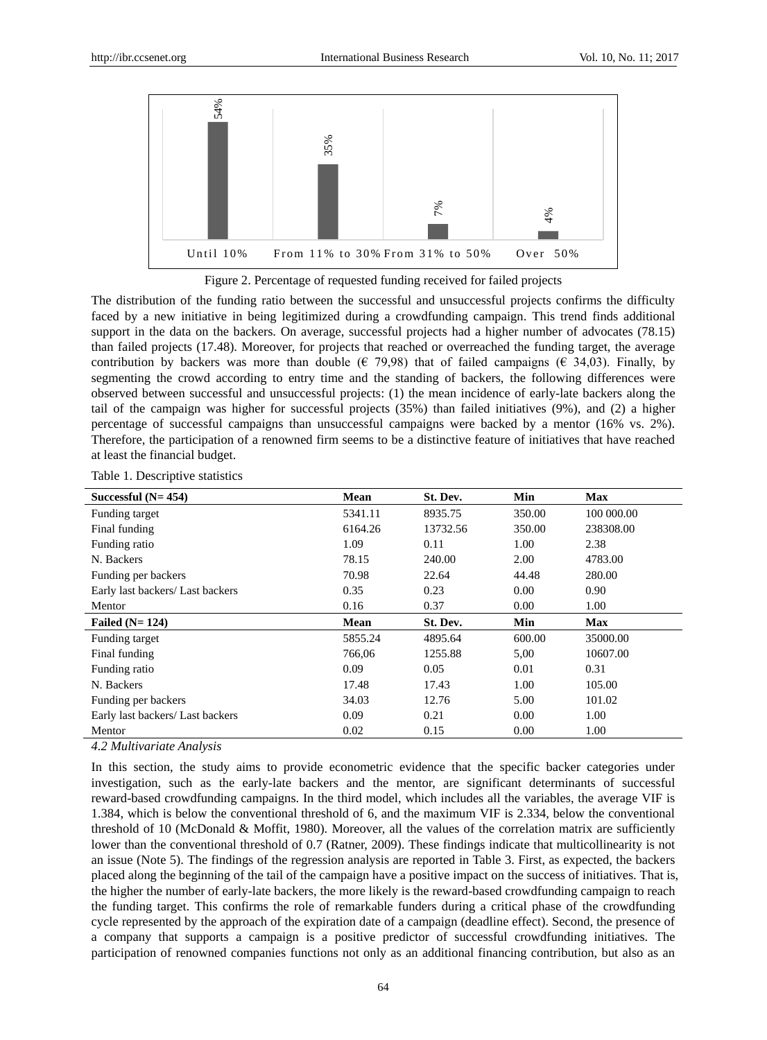Figure 2. Percentage of requested funding received for failed projects

The distribution of the funding ratio between the successful and unsuccessful projects confirms the difficulty faced by a new initiative in being legitimized during a crowdfunding campaign. This trend finds additional support in the data on the backers. On average, successful projects had a higher number of advocates (78.15) than failed projects (17.48). Moreover, for projects that reached or overreached the funding target, the average contribution by backers was more than double (€ 79,98) that of failed campaigns (€ 34,03). Finally, by segmenting the crowd according to entry time and the standing of backers, the following differences were observed between successful and unsuccessful projects: (1) the mean incidence of early-late backers along the tail of the campaign was higher for successful projects (35%) than failed initiatives (9%), and (2) a higher percentage of successful campaigns than unsuccessful campaigns were backed by a mentor (16% vs. 2%). Therefore, the participation of a renowned firm seems to be a distinctive feature of initiatives that have reached at least the financial budget.

Table 1. Descriptive statistics

| **Successful (N= 454)** | **Mean** | **St. Dev.** | **Min** | **Max** |
|---|---|---|---|---|
| Funding target | 5341.11 | 8935.75 | 350.00 | 100 000.00 |
| Final funding | 6164.26 | 13732.56 | 350.00 | 238308.00 |
| Funding ratio | 1.09 | 0.11 | 1.00 | 2.38 |
| N. Backers | 78.15 | 240.00 | 2.00 | 4783.00 |
| Funding per backers | 70.98 | 22.64 | 44.48 | 280.00 |
| Early last backers/ Last backers | 0.35 | 0.23 | 0.00 | 0.90 |
| Mentor | 0.16 | 0.37 | 0.00 | 1.00 |
| **Failed (N= 124)** | **Mean** | **St. Dev.** | **Min** | **Max** |
| Funding target | 5855.24 | 4895.64 | 600.00 | 35000.00 |
| Final funding | 766,06 | 1255.88 | 5,00 | 10607.00 |
| Funding ratio | 0.09 | 0.05 | 0.01 | 0.31 |
| N. Backers | 17.48 | 17.43 | 1.00 | 105.00 |
| Funding per backers | 34.03 | 12.76 | 5.00 | 101.02 |
| Early last backers/ Last backers | 0.09 | 0.21 | 0.00 | 1.00 |
| Mentor | 0.02 | 0.15 | 0.00 | 1.00 |

### *4.2 Multivariate Analysis*

In this section, the study aims to provide econometric evidence that the specific backer categories under investigation, such as the early-late backers and the mentor, are significant determinants of successful reward-based crowdfunding campaigns. In the third model, which includes all the variables, the average VIF is 1.384, which is below the conventional threshold of 6, and the maximum VIF is 2.334, below the conventional threshold of 10 (McDonald & Moffit, 1980). Moreover, all the values of the correlation matrix are sufficiently lower than the conventional threshold of 0.7 (Ratner, 2009). These findings indicate that multicollinearity is not an issue (Note 5). The findings of the regression analysis are reported in Table 3. First, as expected, the backers placed along the beginning of the tail of the campaign have a positive impact on the success of initiatives. That is, the higher the number of early-late backers, the more likely is the reward-based crowdfunding campaign to reach the funding target. This confirms the role of remarkable funders during a critical phase of the crowdfunding cycle represented by the approach of the expiration date of a campaign (deadline effect). Second, the presence of a company that supports a campaign is a positive predictor of successful crowdfunding initiatives. The participation of renowned companies functions not only as an additional financing contribution, but also as an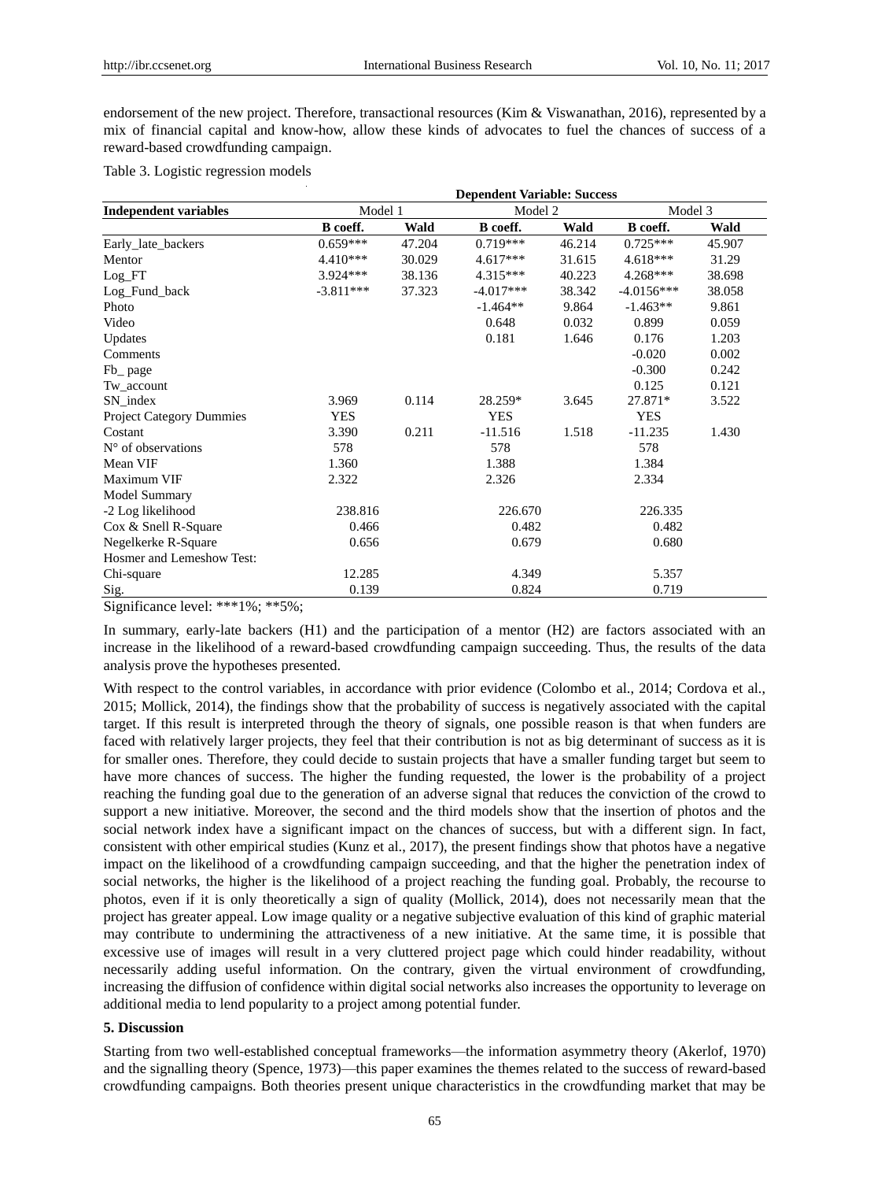endorsement of the new project. Therefore, transactional resources (Kim & Viswanathan, 2016), represented by a mix of financial capital and know-how, allow these kinds of advocates to fuel the chances of success of a reward-based crowdfunding campaign.

Table 3. Logistic regression models

| | Dependent Variable: Success | | | | | |
|---|---|---|---|---|---|---|
| **Independent variables** | Model 1 | | Model 2 | | Model 3 | |
| | **B coeff.** | **Wald** | **B coeff.** | **Wald** | **B coeff.** | **Wald** |
| Early_late_backers | 0.659*** | 47.204 | 0.719*** | 46.214 | 0.725*** | 45.907 |
| Mentor | 4.410*** | 30.029 | 4.617*** | 31.615 | 4.618*** | 31.29 |
| Log_FT | 3.924*** | 38.136 | 4.315*** | 40.223 | 4.268*** | 38.698 |
| Log_Fund_back | -3.811*** | 37.323 | -4.017*** | 38.342 | -4.0156*** | 38.058 |
| Photo | | | -1.464** | 9.864 | -1.463** | 9.861 |
| Video | | | 0.648 | 0.032 | 0.899 | 0.059 |
| Updates | | | 0.181 | 1.646 | 0.176 | 1.203 |
| Comments | | | | | -0.020 | 0.002 |
| Fb_ page | | | | | -0.300 | 0.242 |
| Tw_account | | | | | 0.125 | 0.121 |
| SN_index | 3.969 | 0.114 | 28.259* | 3.645 | 27.871* | 3.522 |
| Project Category Dummies | YES | | YES | | YES | |
| Costant | 3.390 | 0.211 | -11.516 | 1.518 | -11.235 | 1.430 |
| N° of observations | 578 | | 578 | | 578 | |
| Mean VIF | 1.360 | | 1.388 | | 1.384 | |
| Maximum VIF | 2.322 | | 2.326 | | 2.334 | |
| Model Summary | | | | | | |
| -2 Log likelihood | 238.816 | | 226.670 | | 226.335 | |
| Cox & Snell R-Square | 0.466 | | 0.482 | | 0.482 | |
| Negelkerke R-Square | 0.656 | | 0.679 | | 0.680 | |
| Hosmer and Lemeshow Test: | | | | | | |
| Chi-square | 12.285 | | 4.349 | | 5.357 | |
| Sig. | 0.139 | | 0.824 | | 0.719 | |

Significance level: ***1%; **5%;

In summary, early-late backers (H1) and the participation of a mentor (H2) are factors associated with an increase in the likelihood of a reward-based crowdfunding campaign succeeding. Thus, the results of the data analysis prove the hypotheses presented.

With respect to the control variables, in accordance with prior evidence (Colombo et al., 2014; Cordova et al., 2015; Mollick, 2014), the findings show that the probability of success is negatively associated with the capital target. If this result is interpreted through the theory of signals, one possible reason is that when funders are faced with relatively larger projects, they feel that their contribution is not as big determinant of success as it is for smaller ones. Therefore, they could decide to sustain projects that have a smaller funding target but seem to have more chances of success. The higher the funding requested, the lower is the probability of a project reaching the funding goal due to the generation of an adverse signal that reduces the conviction of the crowd to support a new initiative. Moreover, the second and the third models show that the insertion of photos and the social network index have a significant impact on the chances of success, but with a different sign. In fact, consistent with other empirical studies (Kunz et al., 2017), the present findings show that photos have a negative impact on the likelihood of a crowdfunding campaign succeeding, and that the higher the penetration index of social networks, the higher is the likelihood of a project reaching the funding goal. Probably, the recourse to photos, even if it is only theoretically a sign of quality (Mollick, 2014), does not necessarily mean that the project has greater appeal. Low image quality or a negative subjective evaluation of this kind of graphic material may contribute to undermining the attractiveness of a new initiative. At the same time, it is possible that excessive use of images will result in a very cluttered project page which could hinder readability, without necessarily adding useful information. On the contrary, given the virtual environment of crowdfunding, increasing the diffusion of confidence within digital social networks also increases the opportunity to leverage on additional media to lend popularity to a project among potential funder.

## 5. Discussion

Starting from two well-established conceptual frameworks—the information asymmetry theory (Akerlof, 1970) and the signalling theory (Spence, 1973)—this paper examines the themes related to the success of reward-based crowdfunding campaigns. Both theories present unique characteristics in the crowdfunding market that may be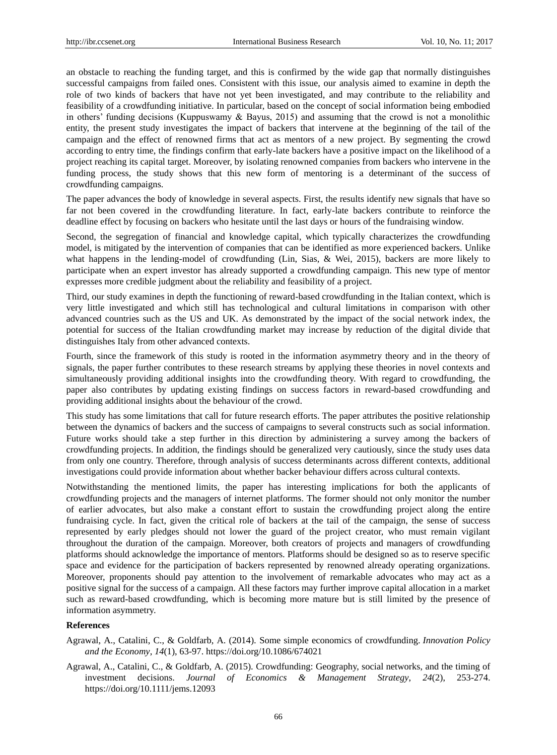an obstacle to reaching the funding target, and this is confirmed by the wide gap that normally distinguishes successful campaigns from failed ones. Consistent with this issue, our analysis aimed to examine in depth the role of two kinds of backers that have not yet been investigated, and may contribute to the reliability and feasibility of a crowdfunding initiative. In particular, based on the concept of social information being embodied in others' funding decisions (Kuppuswamy & Bayus, 2015) and assuming that the crowd is not a monolithic entity, the present study investigates the impact of backers that intervene at the beginning of the tail of the campaign and the effect of renowned firms that act as mentors of a new project. By segmenting the crowd according to entry time, the findings confirm that early-late backers have a positive impact on the likelihood of a project reaching its capital target. Moreover, by isolating renowned companies from backers who intervene in the funding process, the study shows that this new form of mentoring is a determinant of the success of crowdfunding campaigns.

The paper advances the body of knowledge in several aspects. First, the results identify new signals that have so far not been covered in the crowdfunding literature. In fact, early-late backers contribute to reinforce the deadline effect by focusing on backers who hesitate until the last days or hours of the fundraising window.

Second, the segregation of financial and knowledge capital, which typically characterizes the crowdfunding model, is mitigated by the intervention of companies that can be identified as more experienced backers. Unlike what happens in the lending-model of crowdfunding (Lin, Sias, & Wei, 2015), backers are more likely to participate when an expert investor has already supported a crowdfunding campaign. This new type of mentor expresses more credible judgment about the reliability and feasibility of a project.

Third, our study examines in depth the functioning of reward-based crowdfunding in the Italian context, which is very little investigated and which still has technological and cultural limitations in comparison with other advanced countries such as the US and UK. As demonstrated by the impact of the social network index, the potential for success of the Italian crowdfunding market may increase by reduction of the digital divide that distinguishes Italy from other advanced contexts.

Fourth, since the framework of this study is rooted in the information asymmetry theory and in the theory of signals, the paper further contributes to these research streams by applying these theories in novel contexts and simultaneously providing additional insights into the crowdfunding theory. With regard to crowdfunding, the paper also contributes by updating existing findings on success factors in reward-based crowdfunding and providing additional insights about the behaviour of the crowd.

This study has some limitations that call for future research efforts. The paper attributes the positive relationship between the dynamics of backers and the success of campaigns to several constructs such as social information. Future works should take a step further in this direction by administering a survey among the backers of crowdfunding projects. In addition, the findings should be generalized very cautiously, since the study uses data from only one country. Therefore, through analysis of success determinants across different contexts, additional investigations could provide information about whether backer behaviour differs across cultural contexts.

Notwithstanding the mentioned limits, the paper has interesting implications for both the applicants of crowdfunding projects and the managers of internet platforms. The former should not only monitor the number of earlier advocates, but also make a constant effort to sustain the crowdfunding project along the entire fundraising cycle. In fact, given the critical role of backers at the tail of the campaign, the sense of success represented by early pledges should not lower the guard of the project creator, who must remain vigilant throughout the duration of the campaign. Moreover, both creators of projects and managers of crowdfunding platforms should acknowledge the importance of mentors. Platforms should be designed so as to reserve specific space and evidence for the participation of backers represented by renowned already operating organizations. Moreover, proponents should pay attention to the involvement of remarkable advocates who may act as a positive signal for the success of a campaign. All these factors may further improve capital allocation in a market such as reward-based crowdfunding, which is becoming more mature but is still limited by the presence of information asymmetry.

## References

Agrawal, A., Catalini, C., & Goldfarb, A. (2014). Some simple economics of crowdfunding. *Innovation Policy and the Economy*, *14*(1), 63-97. https://doi.org/10.1086/674021

Agrawal, A., Catalini, C., & Goldfarb, A. (2015). Crowdfunding: Geography, social networks, and the timing of investment decisions. *Journal of Economics & Management Strategy, 24*(2), 253-274. https://doi.org/10.1111/jems.12093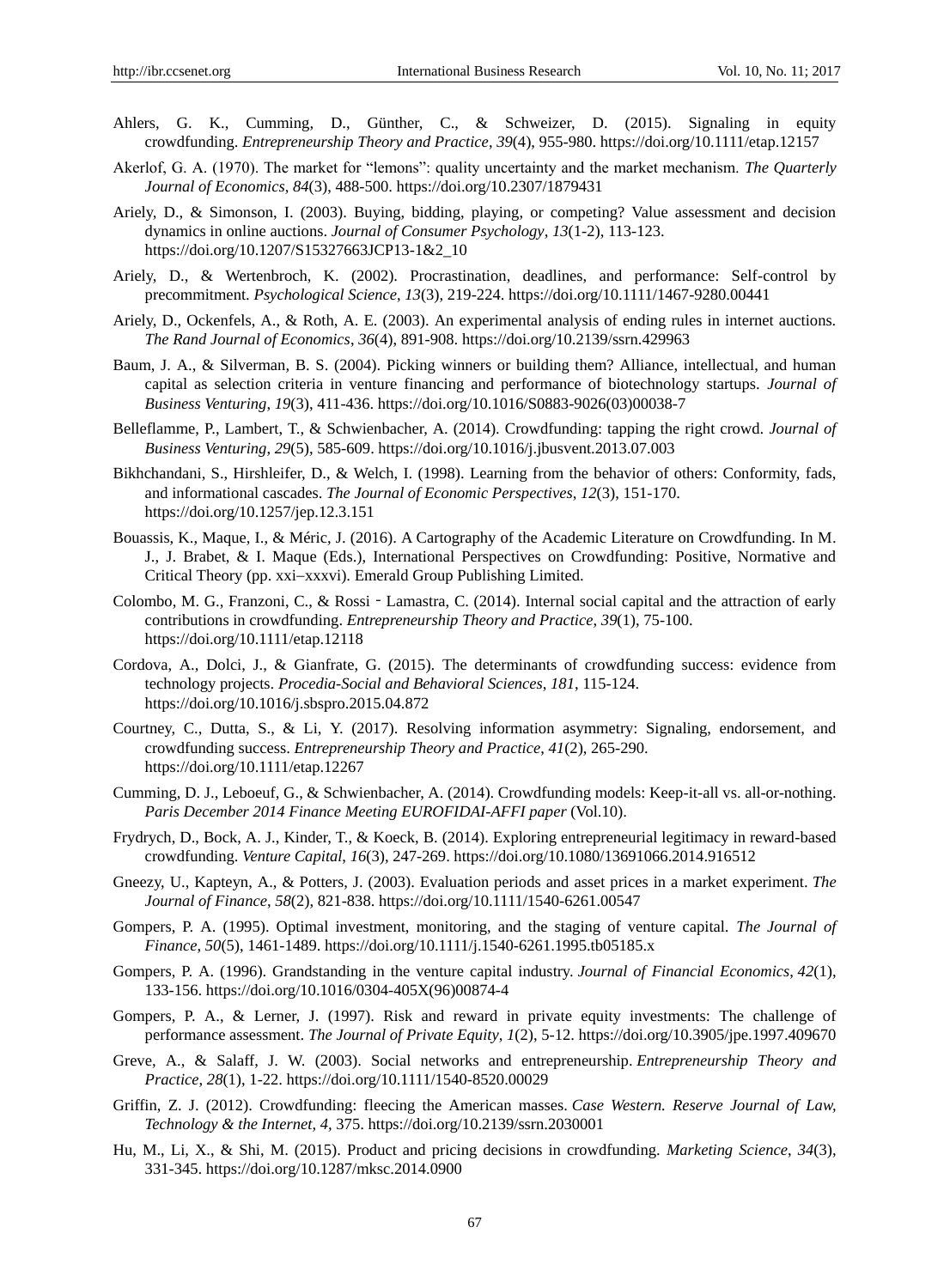Ahlers, G. K., Cumming, D., Günther, C., & Schweizer, D. (2015). Signaling in equity crowdfunding. *Entrepreneurship Theory and Practice*, *39*(4), 955-980. https://doi.org/10.1111/etap.12157

Akerlof, G. A. (1970). The market for "lemons": quality uncertainty and the market mechanism. *The Quarterly Journal of Economics*, *84*(3), 488-500. https://doi.org/10.2307/1879431

Ariely, D., & Simonson, I. (2003). Buying, bidding, playing, or competing? Value assessment and decision dynamics in online auctions. *Journal of Consumer Psychology*, *13*(1-2), 113-123. https://doi.org/10.1207/S15327663JCP13-1&2_10

Ariely, D., & Wertenbroch, K. (2002). Procrastination, deadlines, and performance: Self-control by precommitment. *Psychological Science*, *13*(3), 219-224. https://doi.org/10.1111/1467-9280.00441

Ariely, D., Ockenfels, A., & Roth, A. E. (2003). An experimental analysis of ending rules in internet auctions. *The Rand Journal of Economics*, *36*(4), 891-908. https://doi.org/10.2139/ssrn.429963

Baum, J. A., & Silverman, B. S. (2004). Picking winners or building them? Alliance, intellectual, and human capital as selection criteria in venture financing and performance of biotechnology startups. *Journal of Business Venturing*, *19*(3), 411-436. https://doi.org/10.1016/S0883-9026(03)00038-7

Belleflamme, P., Lambert, T., & Schwienbacher, A. (2014). Crowdfunding: tapping the right crowd. *Journal of Business Venturing*, *29*(5), 585-609. https://doi.org/10.1016/j.jbusvent.2013.07.003

Bikhchandani, S., Hirshleifer, D., & Welch, I. (1998). Learning from the behavior of others: Conformity, fads, and informational cascades. *The Journal of Economic Perspectives*, *12*(3), 151-170. https://doi.org/10.1257/jep.12.3.151

Bouassis, K., Maque, I., & Méric, J. (2016). A Cartography of the Academic Literature on Crowdfunding. In M. J., J. Brabet, & I. Maque (Eds.), International Perspectives on Crowdfunding: Positive, Normative and Critical Theory (pp. xxi−xxxvi). Emerald Group Publishing Limited.

Colombo, M. G., Franzoni, C., & Rossi‐Lamastra, C. (2014). Internal social capital and the attraction of early contributions in crowdfunding. *Entrepreneurship Theory and Practice*, *39*(1), 75-100. https://doi.org/10.1111/etap.12118

Cordova, A., Dolci, J., & Gianfrate, G. (2015). The determinants of crowdfunding success: evidence from technology projects. *Procedia-Social and Behavioral Sciences*, *181*, 115-124. https://doi.org/10.1016/j.sbspro.2015.04.872

Courtney, C., Dutta, S., & Li, Y. (2017). Resolving information asymmetry: Signaling, endorsement, and crowdfunding success. *Entrepreneurship Theory and Practice*, *41*(2), 265-290. https://doi.org/10.1111/etap.12267

Cumming, D. J., Leboeuf, G., & Schwienbacher, A. (2014). Crowdfunding models: Keep-it-all vs. all-or-nothing. *Paris December 2014 Finance Meeting EUROFIDAI-AFFI paper* (Vol.10).

Frydrych, D., Bock, A. J., Kinder, T., & Koeck, B. (2014). Exploring entrepreneurial legitimacy in reward-based crowdfunding. *Venture Capital*, *16*(3), 247-269. https://doi.org/10.1080/13691066.2014.916512

Gneezy, U., Kapteyn, A., & Potters, J. (2003). Evaluation periods and asset prices in a market experiment. *The Journal of Finance*, *58*(2), 821-838. https://doi.org/10.1111/1540-6261.00547

Gompers, P. A. (1995). Optimal investment, monitoring, and the staging of venture capital. *The Journal of Finance*, *50*(5), 1461-1489. https://doi.org/10.1111/j.1540-6261.1995.tb05185.x

Gompers, P. A. (1996). Grandstanding in the venture capital industry. *Journal of Financial Economics*, *42*(1), 133-156. https://doi.org/10.1016/0304-405X(96)00874-4

Gompers, P. A., & Lerner, J. (1997). Risk and reward in private equity investments: The challenge of performance assessment. *The Journal of Private Equity*, *1*(2), 5-12. https://doi.org/10.3905/jpe.1997.409670

Greve, A., & Salaff, J. W. (2003). Social networks and entrepreneurship. *Entrepreneurship Theory and Practice*, *28*(1), 1-22. https://doi.org/10.1111/1540-8520.00029

Griffin, Z. J. (2012). Crowdfunding: fleecing the American masses. *Case Western. Reserve Journal of Law, Technology & the Internet*, *4*, 375. https://doi.org/10.2139/ssrn.2030001

Hu, M., Li, X., & Shi, M. (2015). Product and pricing decisions in crowdfunding. *Marketing Science*, *34*(3), 331-345. https://doi.org/10.1287/mksc.2014.0900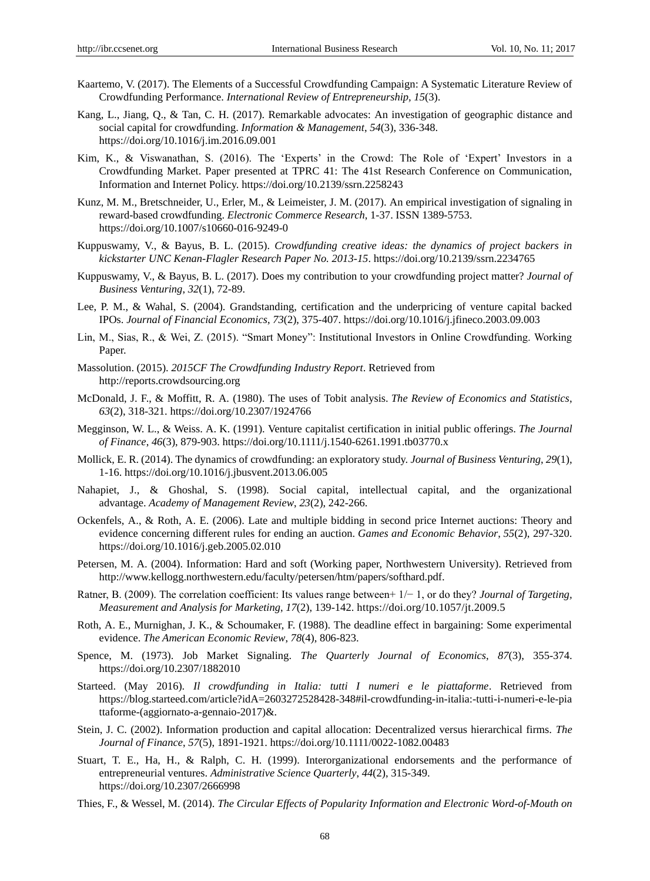Kaartemo, V. (2017). The Elements of a Successful Crowdfunding Campaign: A Systematic Literature Review of Crowdfunding Performance. *International Review of Entrepreneurship, 15*(3).

Kang, L., Jiang, Q., & Tan, C. H. (2017). Remarkable advocates: An investigation of geographic distance and social capital for crowdfunding. *Information & Management*, *54*(3), 336-348. https://doi.org/10.1016/j.im.2016.09.001

Kim, K., & Viswanathan, S. (2016). The 'Experts' in the Crowd: The Role of 'Expert' Investors in a Crowdfunding Market. Paper presented at TPRC 41: The 41st Research Conference on Communication, Information and Internet Policy. https://doi.org/10.2139/ssrn.2258243

Kunz, M. M., Bretschneider, U., Erler, M., & Leimeister, J. M. (2017). An empirical investigation of signaling in reward-based crowdfunding. *Electronic Commerce Research*, 1-37. ISSN 1389-5753. https://doi.org/10.1007/s10660-016-9249-0

Kuppuswamy, V., & Bayus, B. L. (2015). *Crowdfunding creative ideas: the dynamics of project backers in kickstarter UNC Kenan-Flagler Research Paper No. 2013-15*. https://doi.org/10.2139/ssrn.2234765

Kuppuswamy, V., & Bayus, B. L. (2017). Does my contribution to your crowdfunding project matter? *Journal of Business Venturing*, *32*(1), 72-89.

Lee, P. M., & Wahal, S. (2004). Grandstanding, certification and the underpricing of venture capital backed IPOs. *Journal of Financial Economics*, *73*(2), 375-407. https://doi.org/10.1016/j.jfineco.2003.09.003

Lin, M., Sias, R., & Wei, Z. (2015). "Smart Money": Institutional Investors in Online Crowdfunding. Working Paper.

Massolution. (2015). *2015CF The Crowdfunding Industry Report*. Retrieved from http://reports.crowdsourcing.org

McDonald, J. F., & Moffitt, R. A. (1980). The uses of Tobit analysis. *The Review of Economics and Statistics*, *63*(2), 318-321. https://doi.org/10.2307/1924766

Megginson, W. L., & Weiss. A. K. (1991). Venture capitalist certification in initial public offerings. *The Journal of Finance*, *46*(3), 879-903. https://doi.org/10.1111/j.1540-6261.1991.tb03770.x

Mollick, E. R. (2014). The dynamics of crowdfunding: an exploratory study. *Journal of Business Venturing*, *29*(1), 1-16. https://doi.org/10.1016/j.jbusvent.2013.06.005

Nahapiet, J., & Ghoshal, S. (1998). Social capital, intellectual capital, and the organizational advantage. *Academy of Management Review*, *23*(2), 242-266.

Ockenfels, A., & Roth, A. E. (2006). Late and multiple bidding in second price Internet auctions: Theory and evidence concerning different rules for ending an auction. *Games and Economic Behavior*, *55*(2), 297-320. https://doi.org/10.1016/j.geb.2005.02.010

Petersen, M. A. (2004). Information: Hard and soft (Working paper, Northwestern University). Retrieved from http://www.kellogg.northwestern.edu/faculty/petersen/htm/papers/softhard.pdf.

Ratner, B. (2009). The correlation coefficient: Its values range between+ 1/− 1, or do they? *Journal of Targeting, Measurement and Analysis for Marketing*, *17*(2), 139-142. https://doi.org/10.1057/jt.2009.5

Roth, A. E., Murnighan, J. K., & Schoumaker, F. (1988). The deadline effect in bargaining: Some experimental evidence. *The American Economic Review*, *78*(4), 806-823.

Spence, M. (1973). Job Market Signaling. *The Quarterly Journal of Economics*, *87*(3), 355-374. https://doi.org/10.2307/1882010

Starteed. (May 2016). *Il crowdfunding in Italia: tutti I numeri e le piattaforme*. Retrieved from https://blog.starteed.com/article?idA=2603272528428-348#il-crowdfunding-in-italia:-tutti-i-numeri-e-le-piattaforme-(aggiornato-a-gennaio-2017)&.

Stein, J. C. (2002). Information production and capital allocation: Decentralized versus hierarchical firms. *The Journal of Finance*, *57*(5), 1891-1921. https://doi.org/10.1111/0022-1082.00483

Stuart, T. E., Ha, H., & Ralph, C. H. (1999). Interorganizational endorsements and the performance of entrepreneurial ventures. *Administrative Science Quarterly*, *44*(2), 315-349. https://doi.org/10.2307/2666998

Thies, F., & Wessel, M. (2014). *The Circular Effects of Popularity Information and Electronic Word-of-Mouth on*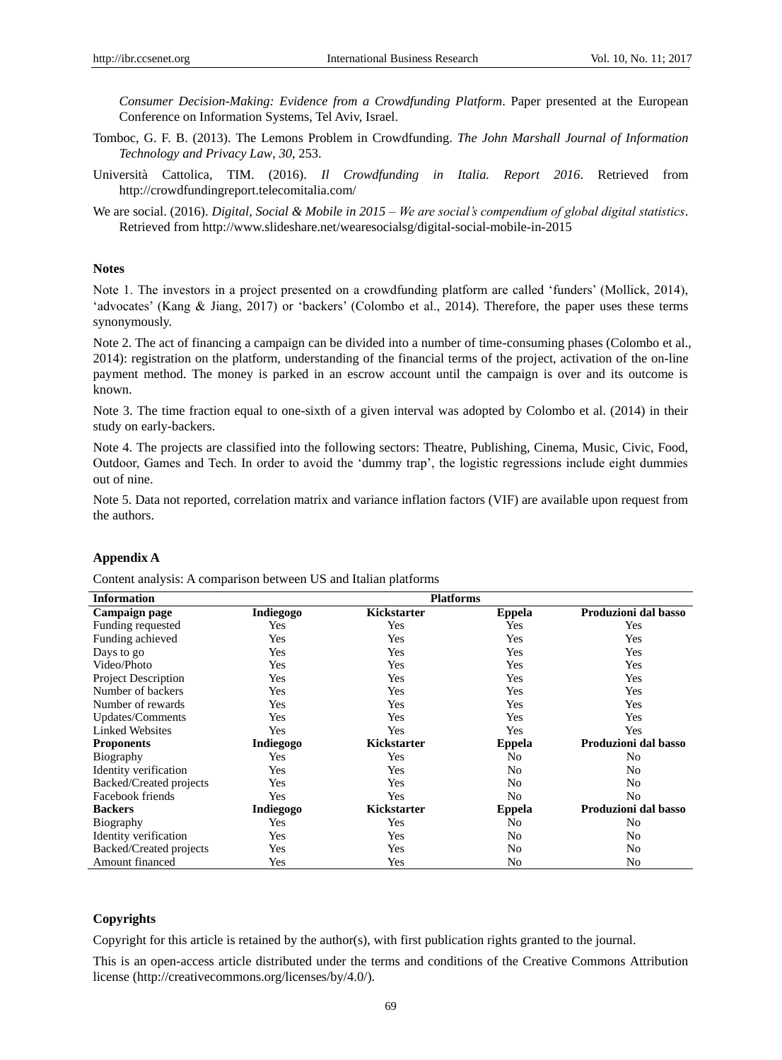*Consumer Decision-Making: Evidence from a Crowdfunding Platform*. Paper presented at the European Conference on Information Systems, Tel Aviv, Israel.

Tomboc, G. F. B. (2013). The Lemons Problem in Crowdfunding. *The John Marshall Journal of Information Technology and Privacy Law*, *30*, 253.

Università Cattolica, TIM. (2016). *Il Crowdfunding in Italia. Report 2016*. Retrieved from http://crowdfundingreport.telecomitalia.com/

We are social. (2016). *Digital, Social & Mobile in 2015 – We are social's compendium of global digital statistics*. Retrieved from http://www.slideshare.net/wearesocialsg/digital-social-mobile-in-2015

## Notes

Note 1. The investors in a project presented on a crowdfunding platform are called 'funders' (Mollick, 2014), 'advocates' (Kang & Jiang, 2017) or 'backers' (Colombo et al., 2014). Therefore, the paper uses these terms synonymously.

Note 2. The act of financing a campaign can be divided into a number of time-consuming phases (Colombo et al., 2014): registration on the platform, understanding of the financial terms of the project, activation of the on-line payment method. The money is parked in an escrow account until the campaign is over and its outcome is known.

Note 3. The time fraction equal to one-sixth of a given interval was adopted by Colombo et al. (2014) in their study on early-backers.

Note 4. The projects are classified into the following sectors: Theatre, Publishing, Cinema, Music, Civic, Food, Outdoor, Games and Tech. In order to avoid the 'dummy trap', the logistic regressions include eight dummies out of nine.

Note 5. Data not reported, correlation matrix and variance inflation factors (VIF) are available upon request from the authors.

## Appendix A

Content analysis: A comparison between US and Italian platforms

| **Information** | **Platforms** | | | |
|---|---|---|---|---|
| **Campaign page** | **Indiegogo** | **Kickstarter** | **Eppela** | **Produzioni dal basso** |
| Funding requested | Yes | Yes | Yes | Yes |
| Funding achieved | Yes | Yes | Yes | Yes |
| Days to go | Yes | Yes | Yes | Yes |
| Video/Photo | Yes | Yes | Yes | Yes |
| Project Description | Yes | Yes | Yes | Yes |
| Number of backers | Yes | Yes | Yes | Yes |
| Number of rewards | Yes | Yes | Yes | Yes |
| Updates/Comments | Yes | Yes | Yes | Yes |
| Linked Websites | Yes | Yes | Yes | Yes |
| **Proponents** | **Indiegogo** | **Kickstarter** | **Eppela** | **Produzioni dal basso** |
| Biography | Yes | Yes | No | No |
| Identity verification | Yes | Yes | No | No |
| Backed/Created projects | Yes | Yes | No | No |
| Facebook friends | Yes | Yes | No | No |
| **Backers** | **Indiegogo** | **Kickstarter** | **Eppela** | **Produzioni dal basso** |
| Biography | Yes | Yes | No | No |
| Identity verification | Yes | Yes | No | No |
| Backed/Created projects | Yes | Yes | No | No |
| Amount financed | Yes | Yes | No | No |

## Copyrights

Copyright for this article is retained by the author(s), with first publication rights granted to the journal.

This is an open-access article distributed under the terms and conditions of the Creative Commons Attribution license (http://creativecommons.org/licenses/by/4.0/).